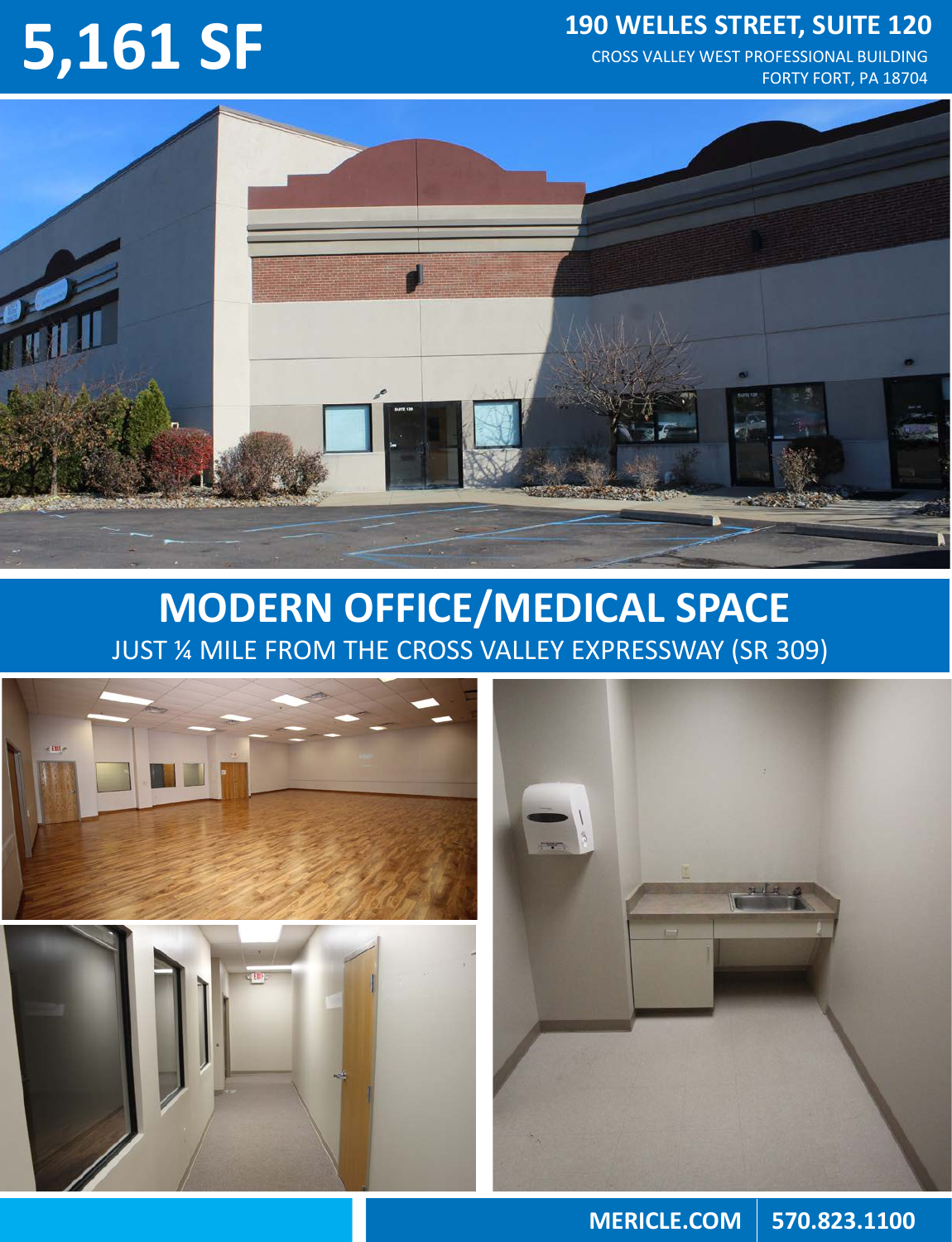# 5,161 SF

## 190 WELLES STREET, SUITE 120

CROSS VALLEY WEST PROFESSIONAL BUILDING
FORTY FORT, PA 18704

# MODERN OFFICE/MEDICAL SPACE

JUST ¼ MILE FROM THE CROSS VALLEY EXPRESSWAY (SR 309)

**MERICLE.COM** | **570.823.1100**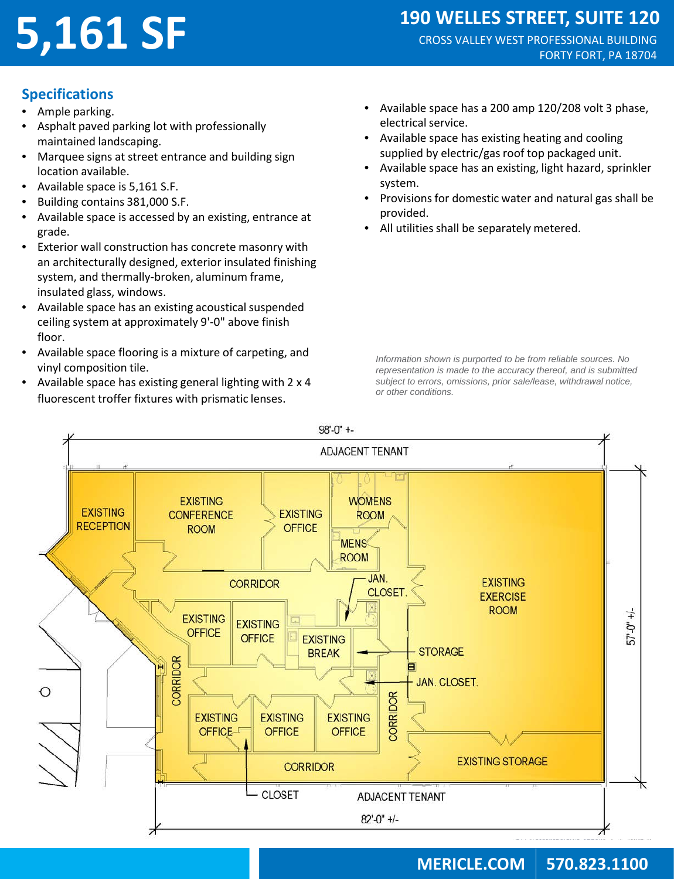# 5,161 SF

## 190 WELLES STREET, SUITE 120

CROSS VALLEY WEST PROFESSIONAL BUILDING
FORTY FORT, PA 18704

## Specifications

- Ample parking.
- Asphalt paved parking lot with professionally maintained landscaping.
- Marquee signs at street entrance and building sign location available.
- Available space is 5,161 S.F.
- Building contains 381,000 S.F.
- Available space is accessed by an existing, entrance at grade.
- Exterior wall construction has concrete masonry with an architecturally designed, exterior insulated finishing system, and thermally-broken, aluminum frame, insulated glass, windows.
- Available space has an existing acoustical suspended ceiling system at approximately 9'-0" above finish floor.
- Available space flooring is a mixture of carpeting, and vinyl composition tile.
- Available space has existing general lighting with 2 x 4 fluorescent troffer fixtures with prismatic lenses.
- Available space has a 200 amp 120/208 volt 3 phase, electrical service.
- Available space has existing heating and cooling supplied by electric/gas roof top packaged unit.
- Available space has an existing, light hazard, sprinkler system.
- Provisions for domestic water and natural gas shall be provided.
- All utilities shall be separately metered.

*Information shown is purported to be from reliable sources. No representation is made to the accuracy thereof, and is submitted subject to errors, omissions, prior sale/lease, withdrawal notice, or other conditions.*

98'-0" +-
ADJACENT TENANT
EXISTING RECEPTION
EXISTING CONFERENCE ROOM
EXISTING OFFICE
WOMENS ROOM
MENS ROOM
CORRIDOR
JAN. CLOSET.
EXISTING EXERCISE ROOM
EXISTING OFFICE
EXISTING OFFICE
EXISTING BREAK
STORAGE
JAN. CLOSET.
CORRIDOR
EXISTING OFFICE
EXISTING OFFICE
EXISTING OFFICE
CORRIDOR
CORRIDOR
EXISTING STORAGE
CLOSET
ADJACENT TENANT
82'-0" +/-
57'-0" +/-

MERICLE.COM 570.823.1100